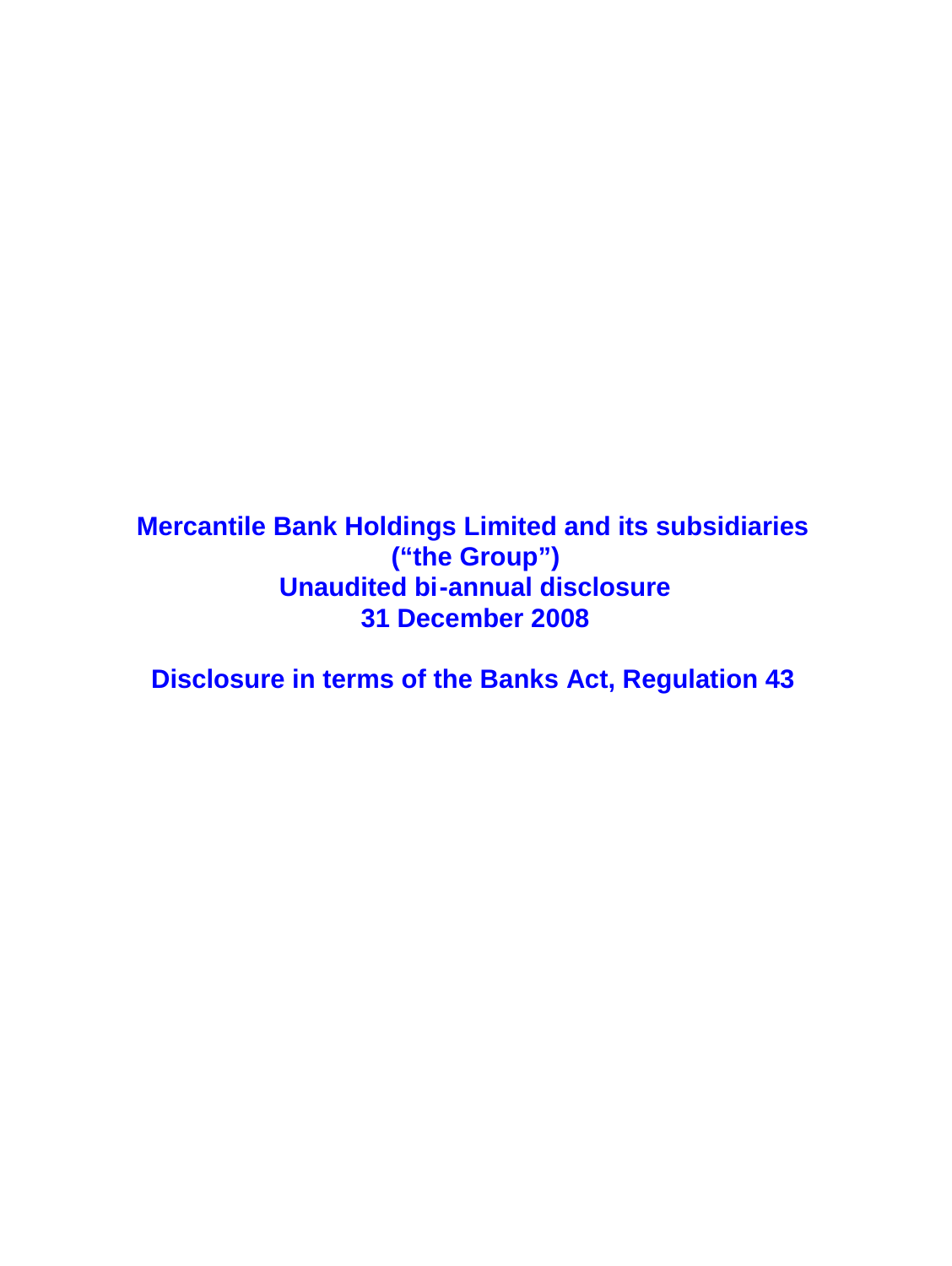# Mercantile Bank Holdings Limited and its subsidiaries
# (“the Group”)
# Unaudited bi-annual disclosure
# 31 December 2008

## Disclosure in terms of the Banks Act, Regulation 43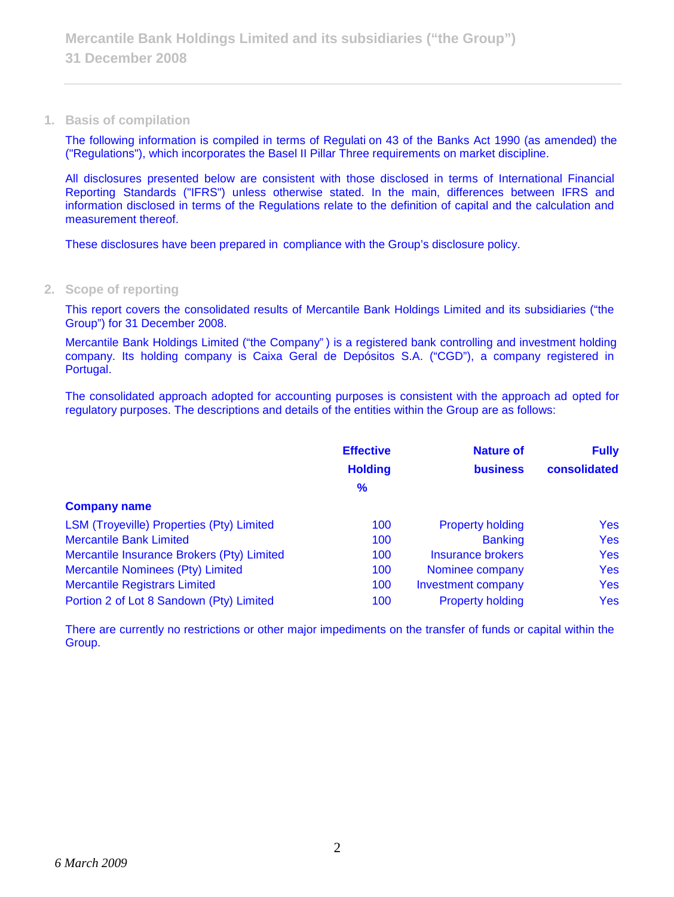## 1. Basis of compilation

The following information is compiled in terms of Regulati on 43 of the Banks Act 1990 (as amended) the ("Regulations"), which incorporates the Basel II Pillar Three requirements on market discipline.

All disclosures presented below are consistent with those disclosed in terms of International Financial Reporting Standards ("IFRS") unless otherwise stated. In the main, differences between IFRS and information disclosed in terms of the Regulations relate to the definition of capital and the calculation and measurement thereof.

These disclosures have been prepared in compliance with the Group's disclosure policy.

## 2. Scope of reporting

This report covers the consolidated results of Mercantile Bank Holdings Limited and its subsidiaries ("the Group") for 31 December 2008.

Mercantile Bank Holdings Limited ("the Company") is a registered bank controlling and investment holding company. Its holding company is Caixa Geral de Depósitos S.A. ("CGD"), a company registered in Portugal.

The consolidated approach adopted for accounting purposes is consistent with the approach ad opted for regulatory purposes. The descriptions and details of the entities within the Group are as follows:

| Company name | Effective Holding % | Nature of business | Fully consolidated |
|---|---|---|---|
| LSM (Troyeville) Properties (Pty) Limited | 100 | Property holding | Yes |
| Mercantile Bank Limited | 100 | Banking | Yes |
| Mercantile Insurance Brokers (Pty) Limited | 100 | Insurance brokers | Yes |
| Mercantile Nominees (Pty) Limited | 100 | Nominee company | Yes |
| Mercantile Registrars Limited | 100 | Investment company | Yes |
| Portion 2 of Lot 8 Sandown (Pty) Limited | 100 | Property holding | Yes |

There are currently no restrictions or other major impediments on the transfer of funds or capital within the Group.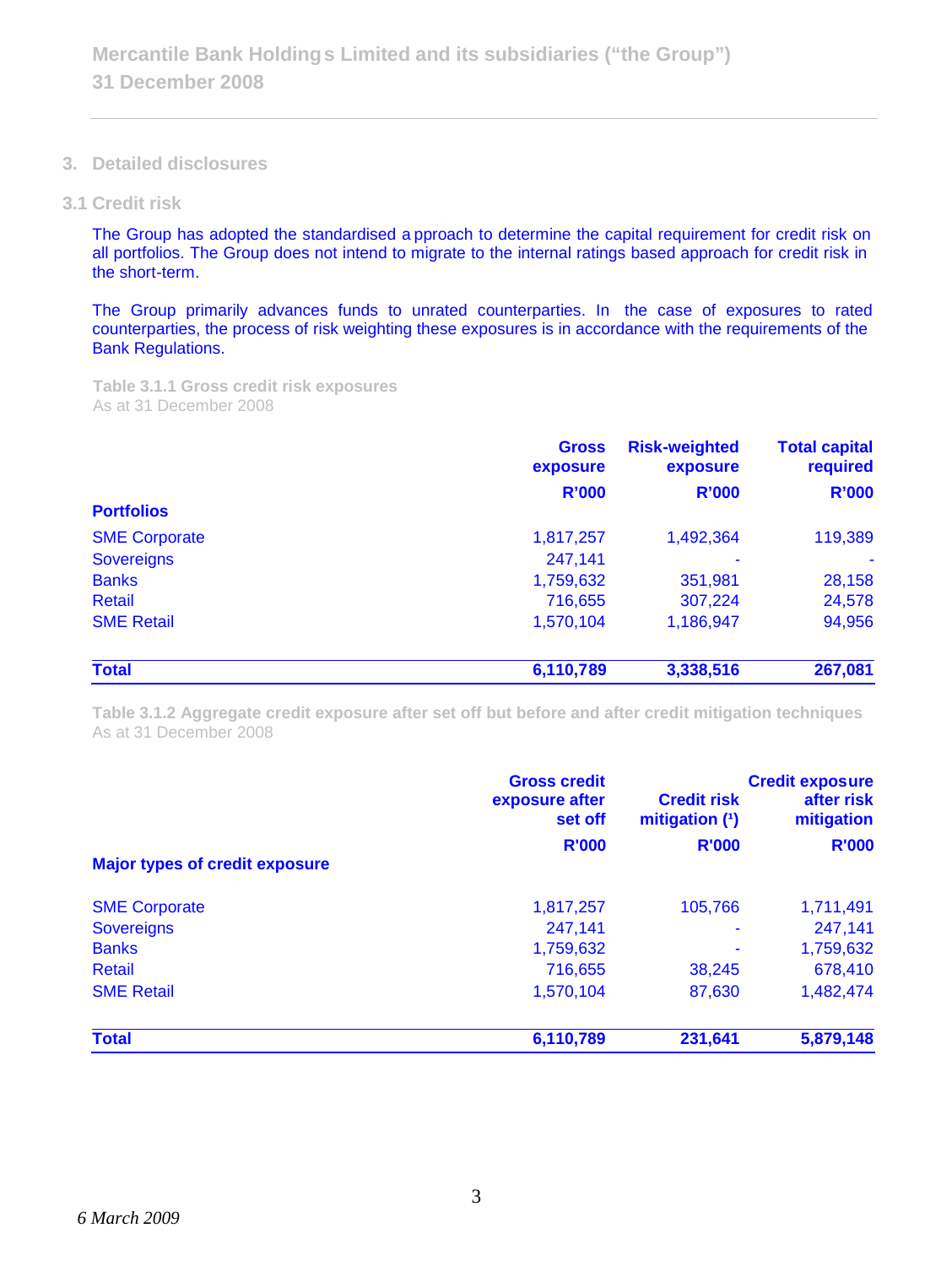## 3. Detailed disclosures

### 3.1 Credit risk

The Group has adopted the standardised approach to determine the capital requirement for credit risk on all portfolios. The Group does not intend to migrate to the internal ratings based approach for credit risk in the short-term.

The Group primarily advances funds to unrated counterparties. In the case of exposures to rated counterparties, the process of risk weighting these exposures is in accordance with the requirements of the Bank Regulations.

**Table 3.1.1 Gross credit risk exposures**
As at 31 December 2008

| | Gross exposure | Risk-weighted exposure | Total capital required |
|---|---|---|---|
| | R'000 | R'000 | R'000 |
| **Portfolios** | | | |
| SME Corporate | 1,817,257 | 1,492,364 | 119,389 |
| Sovereigns | 247,141 | - | - |
| Banks | 1,759,632 | 351,981 | 28,158 |
| Retail | 716,655 | 307,224 | 24,578 |
| SME Retail | 1,570,104 | 1,186,947 | 94,956 |
| **Total** | **6,110,789** | **3,338,516** | **267,081** |

**Table 3.1.2 Aggregate credit exposure after set off but before and after credit mitigation techniques**
As at 31 December 2008

| | Gross credit exposure after set off | Credit risk mitigation (1) | Credit exposure after risk mitigation |
|---|---|---|---|
| | R'000 | R'000 | R'000 |
| **Major types of credit exposure** | | | |
| SME Corporate | 1,817,257 | 105,766 | 1,711,491 |
| Sovereigns | 247,141 | - | 247,141 |
| Banks | 1,759,632 | - | 1,759,632 |
| Retail | 716,655 | 38,245 | 678,410 |
| SME Retail | 1,570,104 | 87,630 | 1,482,474 |
| **Total** | **6,110,789** | **231,641** | **5,879,148** |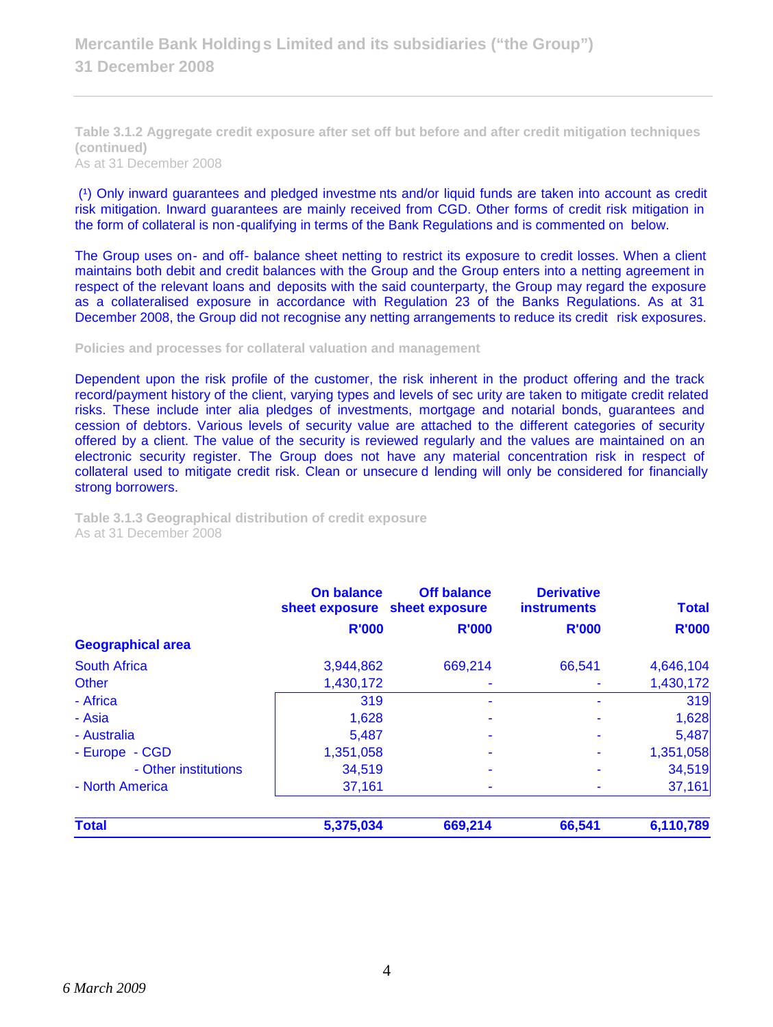**Table 3.1.2 Aggregate credit exposure after set off but before and after credit mitigation techniques (continued)**
As at 31 December 2008

(1) Only inward guarantees and pledged investments and/or liquid funds are taken into account as credit risk mitigation. Inward guarantees are mainly received from CGD. Other forms of credit risk mitigation in the form of collateral is non-qualifying in terms of the Bank Regulations and is commented on below.

The Group uses on- and off- balance sheet netting to restrict its exposure to credit losses. When a client maintains both debit and credit balances with the Group and the Group enters into a netting agreement in respect of the relevant loans and deposits with the said counterparty, the Group may regard the exposure as a collateralised exposure in accordance with Regulation 23 of the Banks Regulations. As at 31 December 2008, the Group did not recognise any netting arrangements to reduce its credit risk exposures.

**Policies and processes for collateral valuation and management**

Dependent upon the risk profile of the customer, the risk inherent in the product offering and the track record/payment history of the client, varying types and levels of security are taken to mitigate credit related risks. These include inter alia pledges of investments, mortgage and notarial bonds, guarantees and cession of debtors. Various levels of security value are attached to the different categories of security offered by a client. The value of the security is reviewed regularly and the values are maintained on an electronic security register. The Group does not have any material concentration risk in respect of collateral used to mitigate credit risk. Clean or unsecured lending will only be considered for financially strong borrowers.

**Table 3.1.3 Geographical distribution of credit exposure**
As at 31 December 2008

| | On balance sheet exposure | Off balance sheet exposure | Derivative instruments | Total |
|---|---|---|---|---|
| | R'000 | R'000 | R'000 | R'000 |
| **Geographical area** | | | | |
| South Africa | 3,944,862 | 669,214 | 66,541 | 4,646,104 |
| Other | 1,430,172 | - | - | 1,430,172 |
| - Africa | 319 | - | - | 319 |
| - Asia | 1,628 | - | - | 1,628 |
| - Australia | 5,487 | - | - | 5,487 |
| - Europe - CGD | 1,351,058 | - | - | 1,351,058 |
| - Other institutions | 34,519 | - | - | 34,519 |
| - North America | 37,161 | - | - | 37,161 |
| **Total** | **5,375,034** | **669,214** | **66,541** | **6,110,789** |

*6 March 2009*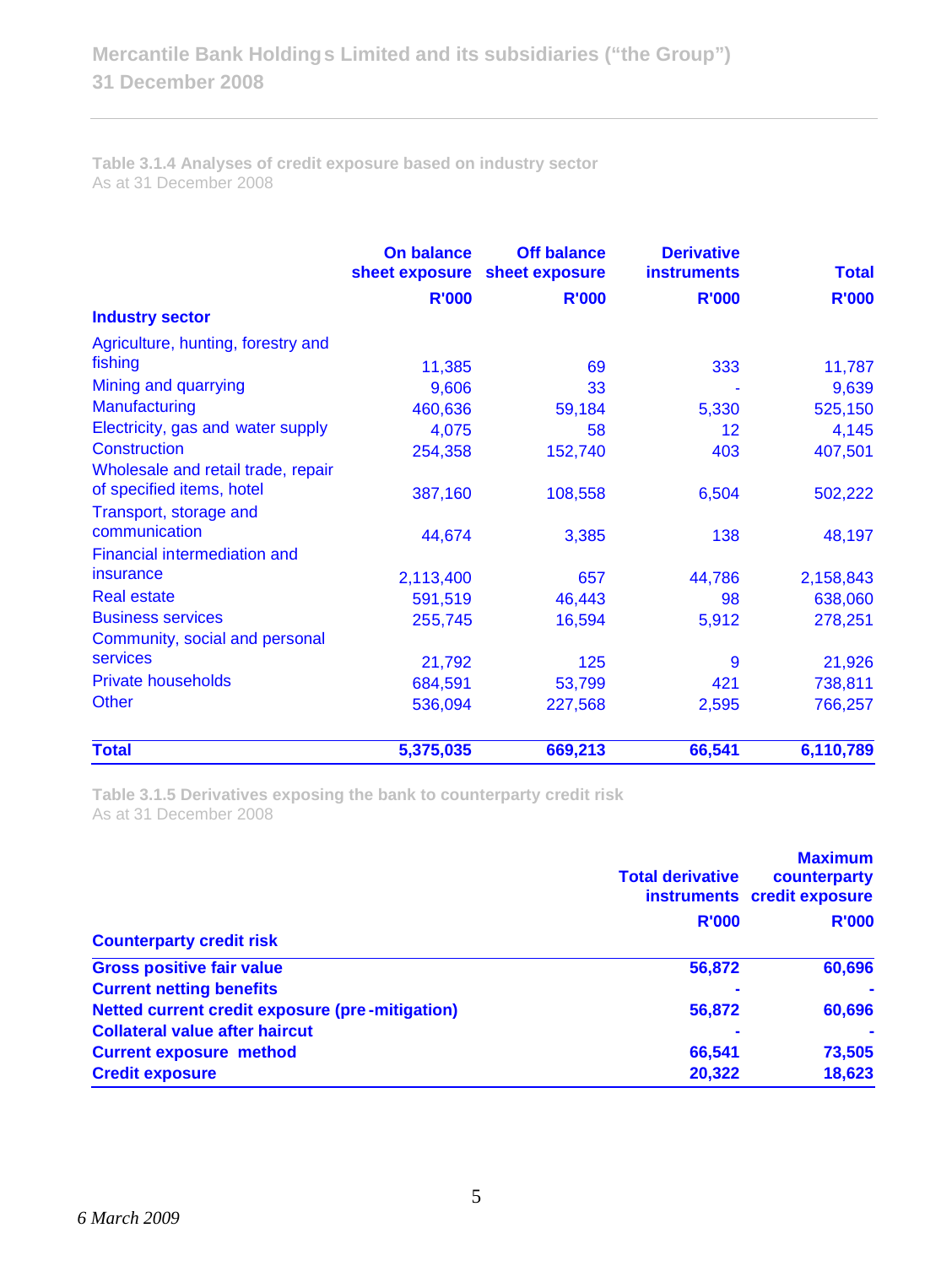Table 3.1.4 Analyses of credit exposure based on industry sector
As at 31 December 2008

| Industry sector | On balance sheet exposure R'000 | Off balance sheet exposure R'000 | Derivative instruments R'000 | Total R'000 |
|---|---|---|---|---|
| Agriculture, hunting, forestry and fishing | 11,385 | 69 | 333 | 11,787 |
| Mining and quarrying | 9,606 | 33 | - | 9,639 |
| Manufacturing | 460,636 | 59,184 | 5,330 | 525,150 |
| Electricity, gas and water supply | 4,075 | 58 | 12 | 4,145 |
| Construction | 254,358 | 152,740 | 403 | 407,501 |
| Wholesale and retail trade, repair of specified items, hotel | 387,160 | 108,558 | 6,504 | 502,222 |
| Transport, storage and communication | 44,674 | 3,385 | 138 | 48,197 |
| Financial intermediation and insurance | 2,113,400 | 657 | 44,786 | 2,158,843 |
| Real estate | 591,519 | 46,443 | 98 | 638,060 |
| Business services | 255,745 | 16,594 | 5,912 | 278,251 |
| Community, social and personal services | 21,792 | 125 | 9 | 21,926 |
| Private households | 684,591 | 53,799 | 421 | 738,811 |
| Other | 536,094 | 227,568 | 2,595 | 766,257 |
| **Total** | **5,375,035** | **669,213** | **66,541** | **6,110,789** |

Table 3.1.5 Derivatives exposing the bank to counterparty credit risk
As at 31 December 2008

| Counterparty credit risk | Total derivative instruments R'000 | Maximum counterparty credit exposure R'000 |
|---|---|---|
| **Gross positive fair value** | **56,872** | **60,696** |
| **Current netting benefits** | **-** | **-** |
| **Netted current credit exposure (pre-mitigation)** | **56,872** | **60,696** |
| **Collateral value after haircut** | **-** | **-** |
| **Current exposure method** | **66,541** | **73,505** |
| **Credit exposure** | **20,322** | **18,623** |

*6 March 2009*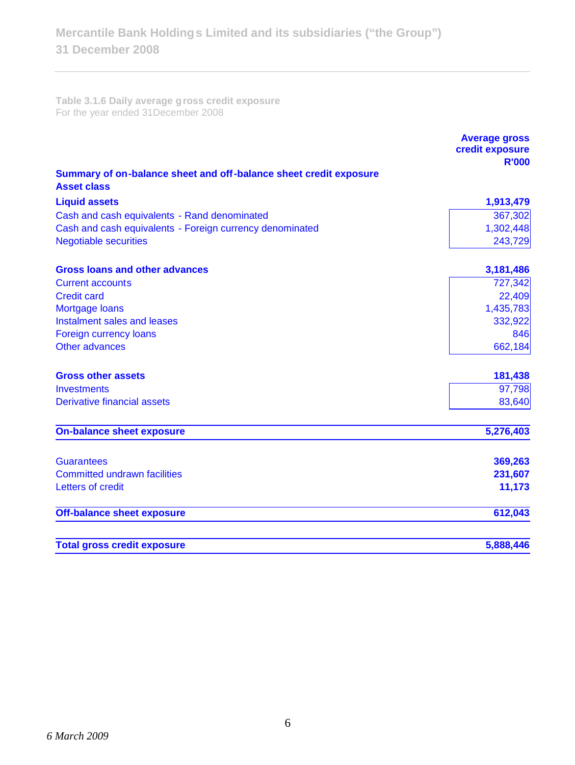Mercantile Bank Holdings Limited and its subsidiaries ("the Group")
31 December 2008

**Table 3.1.6 Daily average gross credit exposure**
For the year ended 31December 2008

| Summary of on-balance sheet and off-balance sheet credit exposure<br>Asset class | Average gross credit exposure R'000 |
|---|---|
| **Liquid assets** | **1,913,479** |
| Cash and cash equivalents - Rand denominated | 367,302 |
| Cash and cash equivalents - Foreign currency denominated | 1,302,448 |
| Negotiable securities | 243,729 |
| | |
| **Gross loans and other advances** | **3,181,486** |
| Current accounts | 727,342 |
| Credit card | 22,409 |
| Mortgage loans | 1,435,783 |
| Instalment sales and leases | 332,922 |
| Foreign currency loans | 846 |
| Other advances | 662,184 |
| | |
| **Gross other assets** | **181,438** |
| Investments | 97,798 |
| Derivative financial assets | 83,640 |
| | |
| **On-balance sheet exposure** | **5,276,403** |
| | |
| Guarantees | **369,263** |
| Committed undrawn facilities | **231,607** |
| Letters of credit | **11,173** |
| | |
| **Off-balance sheet exposure** | **612,043** |
| | |
| **Total gross credit exposure** | **5,888,446** |

*6 March 2009*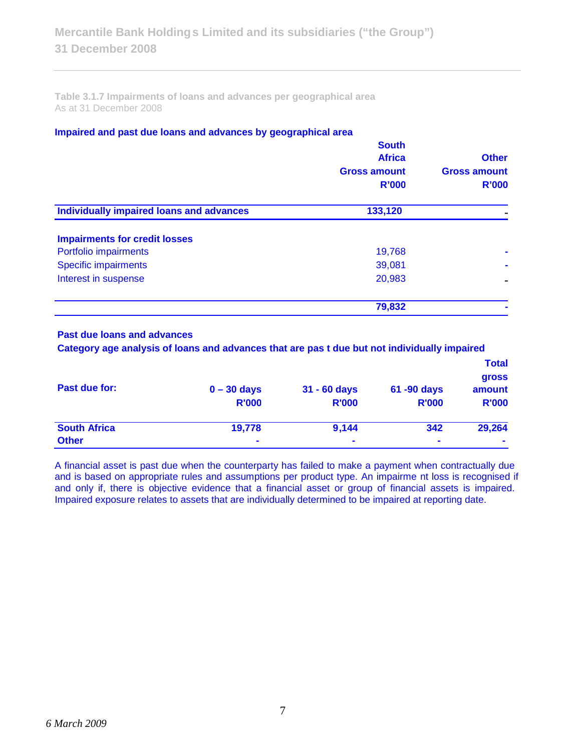**Table 3.1.7 Impairments of loans and advances per geographical area**
As at 31 December 2008

**Impaired and past due loans and advances by geographical area**

| | South Africa Gross amount R'000 | Other Gross amount R'000 |
|---|---|---|
| **Individually impaired loans and advances** | **133,120** | **-** |
| **Impairments for credit losses** | | |
| Portfolio impairments | 19,768 | - |
| Specific impairments | 39,081 | - |
| Interest in suspense | 20,983 | - |
| | **79,832** | **-** |

**Past due loans and advances**

**Category age analysis of loans and advances that are pas t due but not individually impaired**

| Past due for: | 0 – 30 days R'000 | 31 - 60 days R'000 | 61 -90 days R'000 | Total gross amount R'000 |
|---|---|---|---|---|
| **South Africa** | **19,778** | **9,144** | **342** | **29,264** |
| **Other** | **-** | **-** | **-** | **-** |

A financial asset is past due when the counterparty has failed to make a payment when contractually due and is based on appropriate rules and assumptions per product type. An impairme nt loss is recognised if and only if, there is objective evidence that a financial asset or group of financial assets is impaired. Impaired exposure relates to assets that are individually determined to be impaired at reporting date.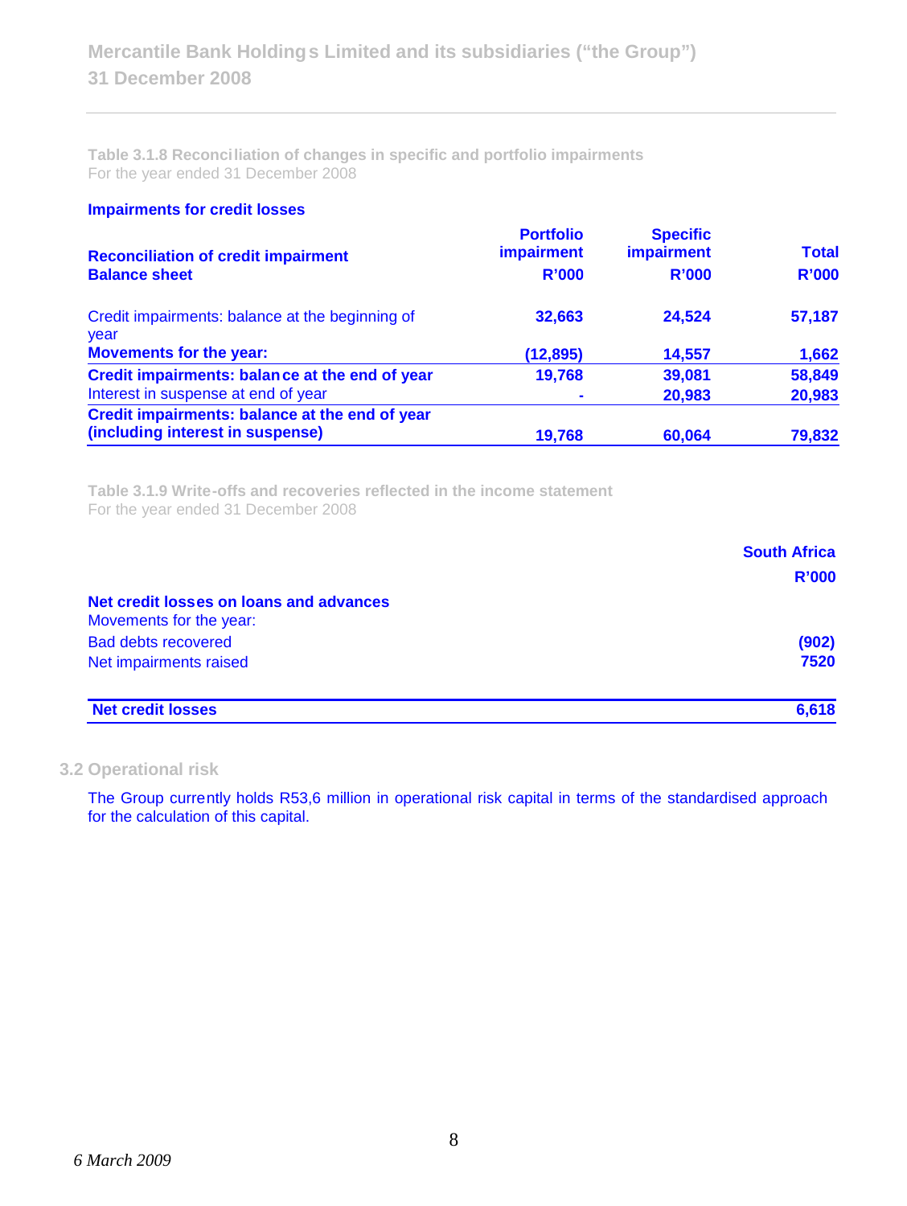Table 3.1.8 Reconciliation of changes in specific and portfolio impairments
For the year ended 31 December 2008

**Impairments for credit losses**

| **Reconciliation of credit impairment**<br>**Balance sheet** | **Portfolio impairment**<br>**R'000** | **Specific impairment**<br>**R'000** | **Total**<br>**R'000** |
|---|---|---|---|
| Credit impairments: balance at the beginning of year | **32,663** | **24,524** | **57,187** |
| **Movements for the year:** | **(12,895)** | **14,557** | **1,662** |
| **Credit impairments: balance at the end of year** | **19,768** | **39,081** | **58,849** |
| Interest in suspense at end of year | **-** | **20,983** | **20,983** |
| **Credit impairments: balance at the end of year (including interest in suspense)** | **19,768** | **60,064** | **79,832** |

Table 3.1.9 Write-offs and recoveries reflected in the income statement
For the year ended 31 December 2008

| | **South Africa**<br>**R'000** |
|---|---|
| **Net credit losses on loans and advances** | |
| Movements for the year: | |
| Bad debts recovered | **(902)** |
| Net impairments raised | **7520** |
| **Net credit losses** | **6,618** |

## 3.2 Operational risk

The Group currently holds R53,6 million in operational risk capital in terms of the standardised approach for the calculation of this capital.

*6 March 2009*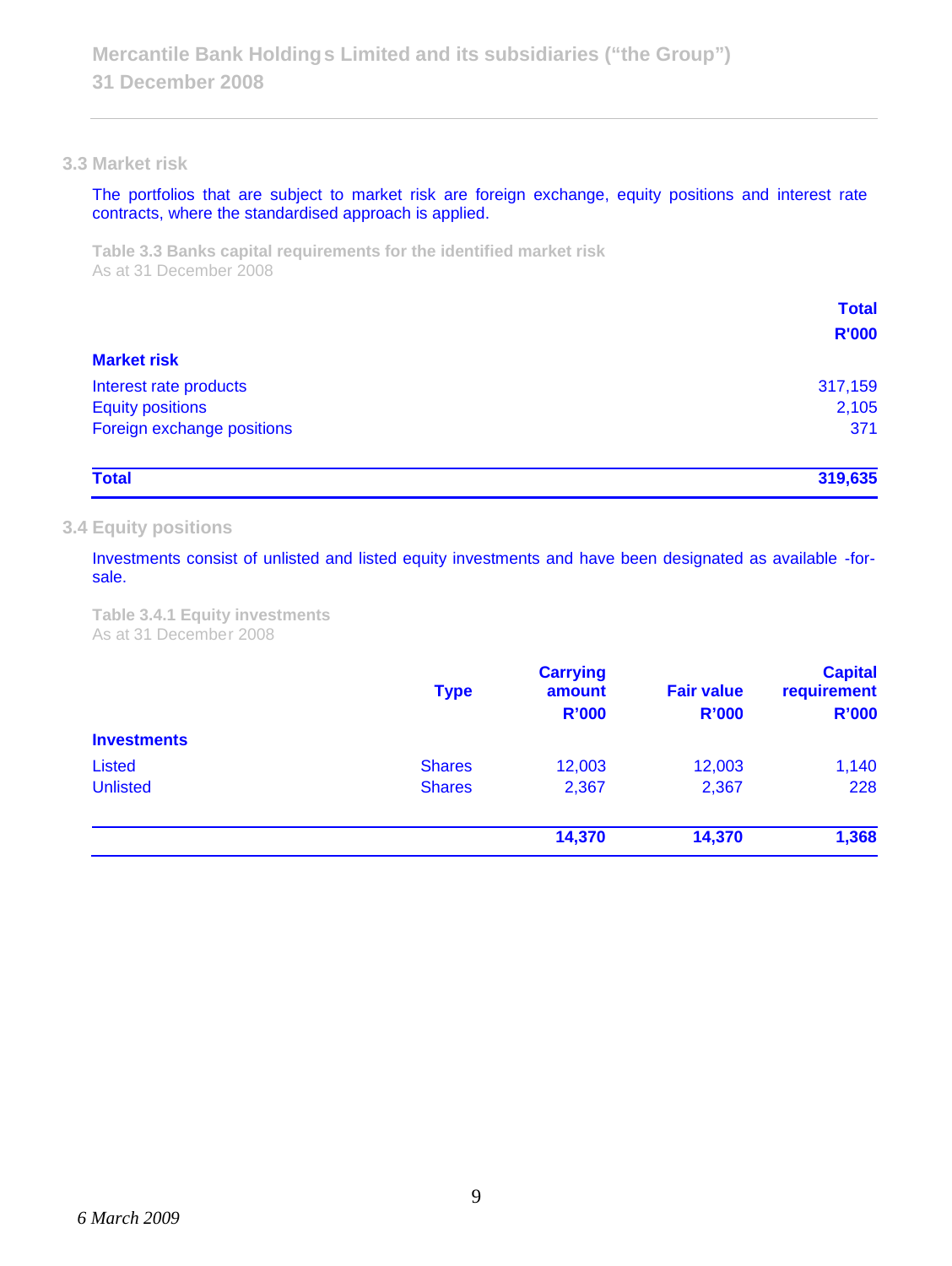## 3.3 Market risk

The portfolios that are subject to market risk are foreign exchange, equity positions and interest rate contracts, where the standardised approach is applied.

**Table 3.3 Banks capital requirements for the identified market risk**
As at 31 December 2008

| | **Total** |
|---|---|
| | **R'000** |
| **Market risk** | |
| Interest rate products | 317,159 |
| Equity positions | 2,105 |
| Foreign exchange positions | 371 |
| **Total** | **319,635** |

## 3.4 Equity positions

Investments consist of unlisted and listed equity investments and have been designated as available -for-sale.

**Table 3.4.1 Equity investments**
As at 31 December 2008

| | **Type** | **Carrying amount R'000** | **Fair value R'000** | **Capital requirement R'000** |
|---|---|---|---|---|
| **Investments** | | | | |
| Listed | Shares | 12,003 | 12,003 | 1,140 |
| Unlisted | Shares | 2,367 | 2,367 | 228 |
| | | **14,370** | **14,370** | **1,368** |

*6 March 2009*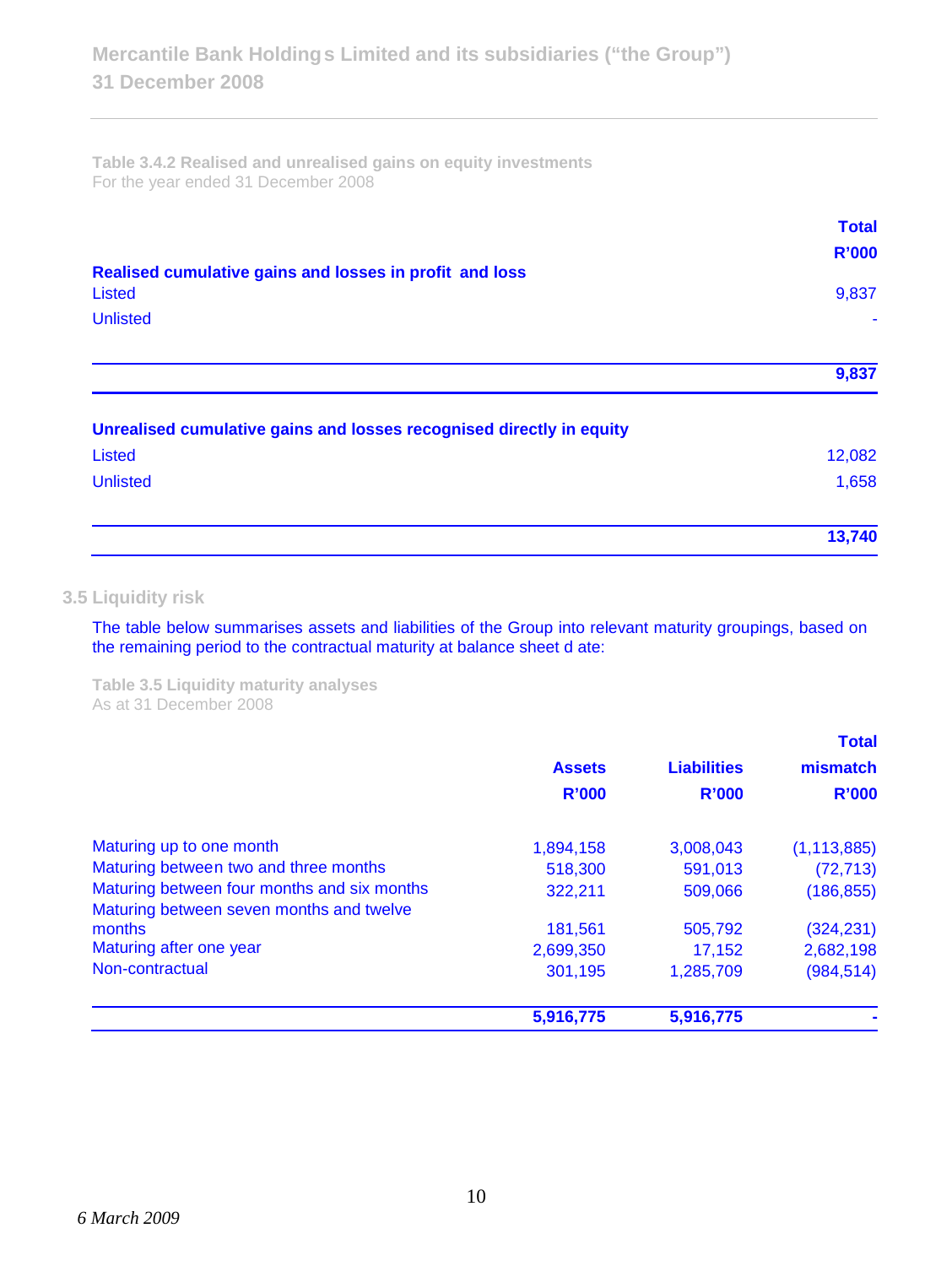**Table 3.4.2 Realised and unrealised gains on equity investments**
For the year ended 31 December 2008

| | Total R'000 |
|---|---|
| **Realised cumulative gains and losses in profit and loss** | |
| Listed | 9,837 |
| Unlisted | - |
| | **9,837** |
| **Unrealised cumulative gains and losses recognised directly in equity** | |
| Listed | 12,082 |
| Unlisted | 1,658 |
| | **13,740** |

## 3.5 Liquidity risk

The table below summarises assets and liabilities of the Group into relevant maturity groupings, based on the remaining period to the contractual maturity at balance sheet d ate:

**Table 3.5 Liquidity maturity analyses**
As at 31 December 2008

| | Assets R'000 | Liabilities R'000 | Total mismatch R'000 |
|---|---|---|---|
| Maturing up to one month | 1,894,158 | 3,008,043 | (1,113,885) |
| Maturing between two and three months | 518,300 | 591,013 | (72,713) |
| Maturing between four months and six months | 322,211 | 509,066 | (186,855) |
| Maturing between seven months and twelve months | 181,561 | 505,792 | (324,231) |
| Maturing after one year | 2,699,350 | 17,152 | 2,682,198 |
| Non-contractual | 301,195 | 1,285,709 | (984,514) |
| | **5,916,775** | **5,916,775** | **-** |

*6 March 2009*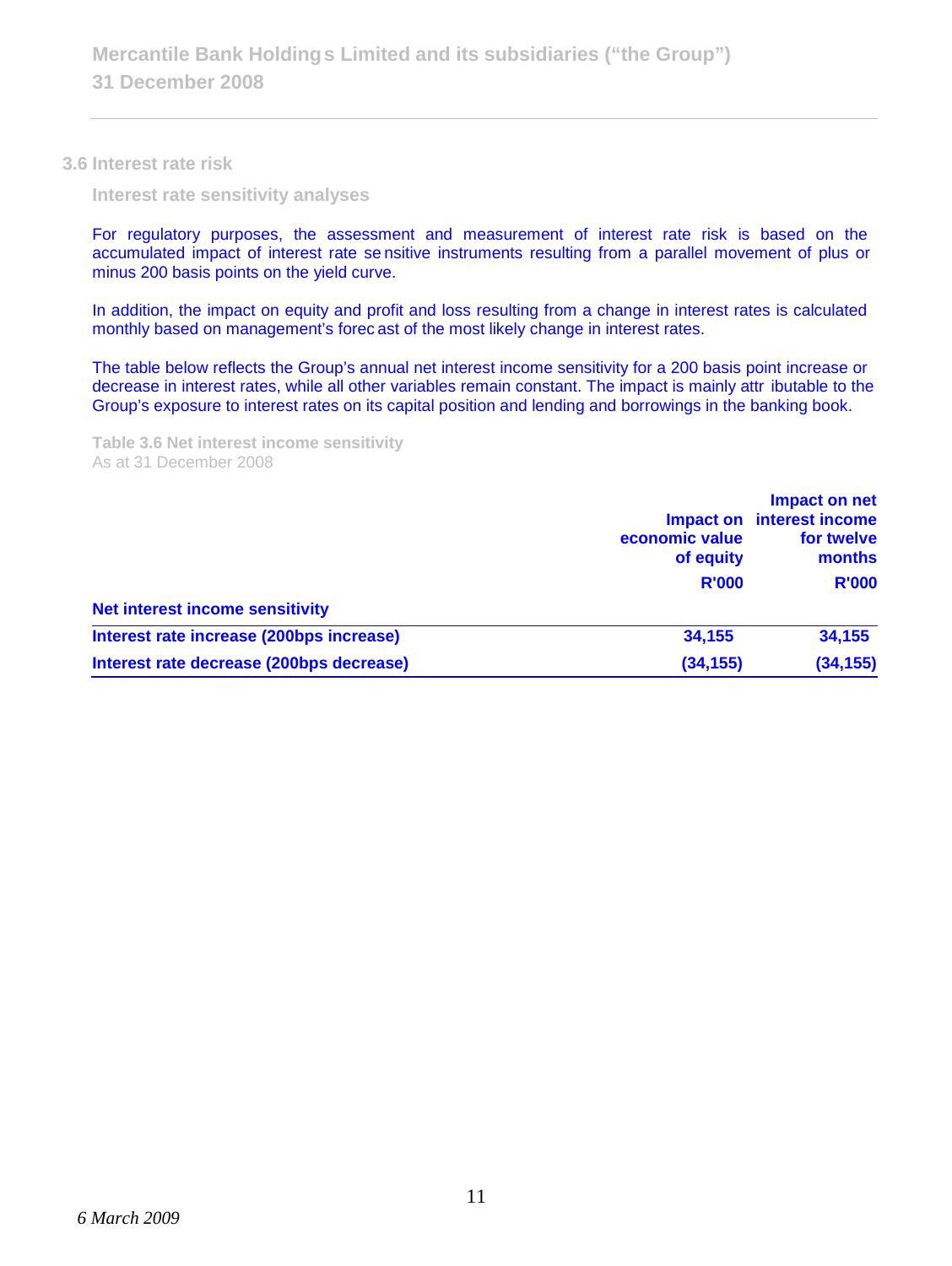## 3.6 Interest rate risk

### Interest rate sensitivity analyses

For regulatory purposes, the assessment and measurement of interest rate risk is based on the accumulated impact of interest rate sensitive instruments resulting from a parallel movement of plus or minus 200 basis points on the yield curve.

In addition, the impact on equity and profit and loss resulting from a change in interest rates is calculated monthly based on management's forecast of the most likely change in interest rates.

The table below reflects the Group's annual net interest income sensitivity for a 200 basis point increase or decrease in interest rates, while all other variables remain constant. The impact is mainly attributable to the Group's exposure to interest rates on its capital position and lending and borrowings in the banking book.

**Table 3.6 Net interest income sensitivity**
As at 31 December 2008

| | Impact on economic value of equity<br>R'000 | Impact on net interest income for twelve months<br>R'000 |
|---|---|---|
| **Net interest income sensitivity** | | |
| **Interest rate increase (200bps increase)** | **34,155** | **34,155** |
| **Interest rate decrease (200bps decrease)** | **(34,155)** | **(34,155)** |

*6 March 2009*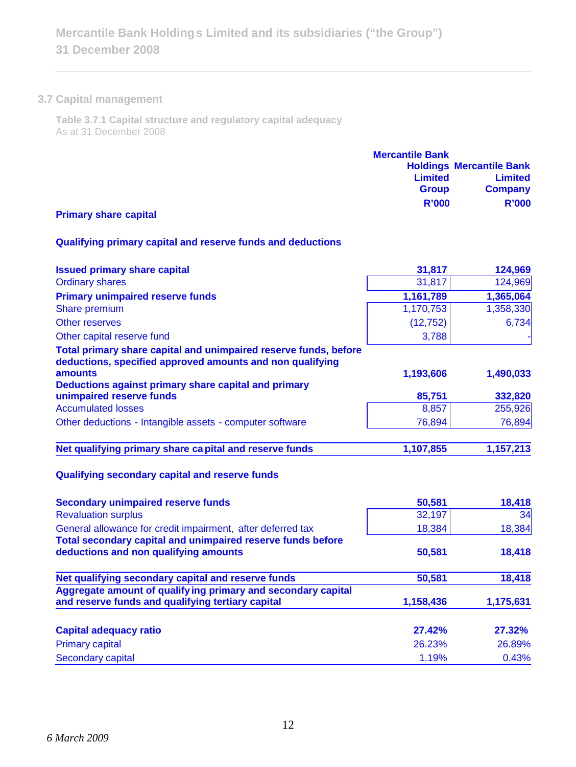## 3.7 Capital management

**Table 3.7.1 Capital structure and regulatory capital adequacy**
As at 31 December 2008

| | Mercantile Bank Holdings Limited Group R'000 | Mercantile Bank Limited Company R'000 |
|---|---|---|
| **Primary share capital** | | |
| **Qualifying primary capital and reserve funds and deductions** | | |
| **Issued primary share capital** | **31,817** | **124,969** |
| Ordinary shares | 31,817 | 124,969 |
| **Primary unimpaired reserve funds** | **1,161,789** | **1,365,064** |
| Share premium | 1,170,753 | 1,358,330 |
| Other reserves | (12,752) | 6,734 |
| Other capital reserve fund | 3,788 | - |
| **Total primary share capital and unimpaired reserve funds, before deductions, specified approved amounts and non qualifying amounts** | **1,193,606** | **1,490,033** |
| **Deductions against primary share capital and primary unimpaired reserve funds** | **85,751** | **332,820** |
| Accumulated losses | 8,857 | 255,926 |
| Other deductions - Intangible assets - computer software | 76,894 | 76,894 |
| **Net qualifying primary share capital and reserve funds** | **1,107,855** | **1,157,213** |
| **Qualifying secondary capital and reserve funds** | | |
| **Secondary unimpaired reserve funds** | **50,581** | **18,418** |
| Revaluation surplus | 32,197 | 34 |
| General allowance for credit impairment, after deferred tax | 18,384 | 18,384 |
| **Total secondary capital and unimpaired reserve funds before deductions and non qualifying amounts** | **50,581** | **18,418** |
| **Net qualifying secondary capital and reserve funds** | **50,581** | **18,418** |
| **Aggregate amount of qualifying primary and secondary capital and reserve funds and qualifying tertiary capital** | **1,158,436** | **1,175,631** |
| **Capital adequacy ratio** | **27.42%** | **27.32%** |
| Primary capital | 26.23% | 26.89% |
| Secondary capital | 1.19% | 0.43% |

*6 March 2009*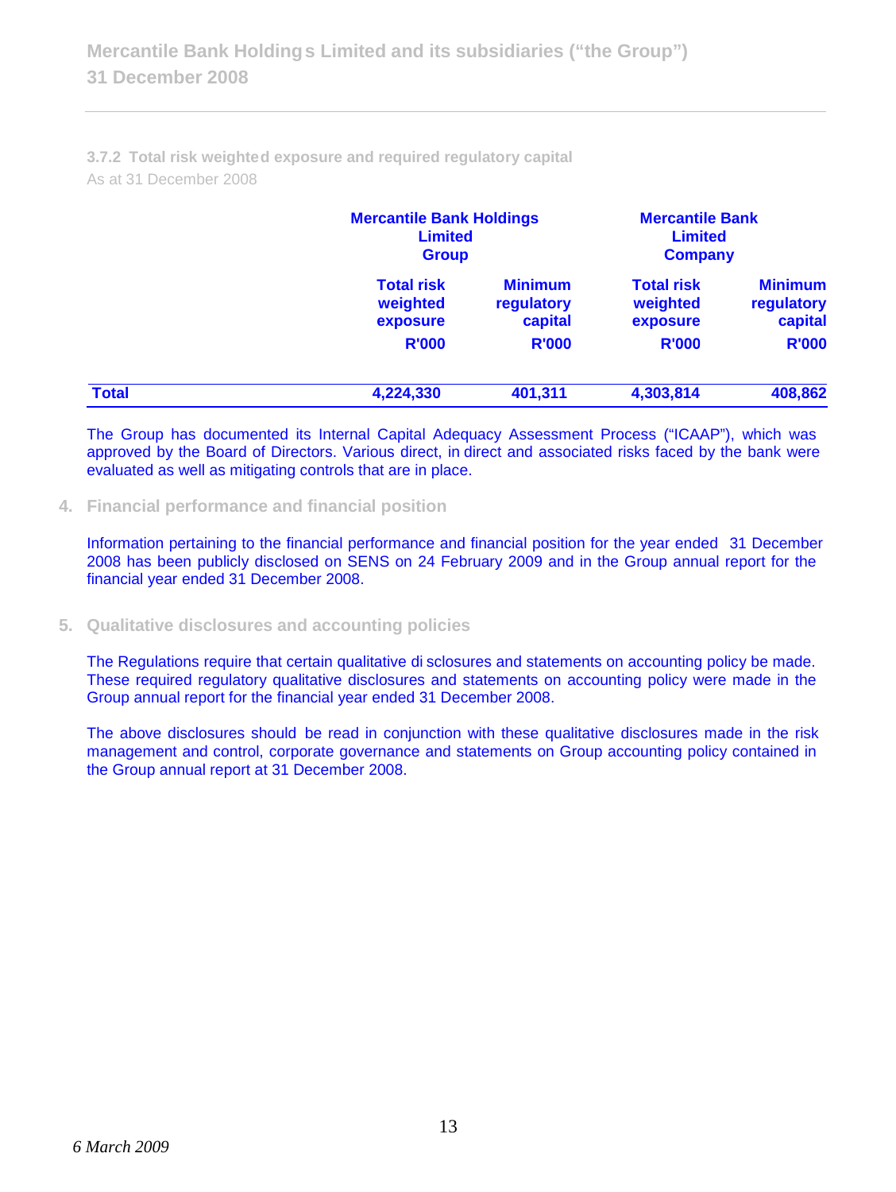### 3.7.2 Total risk weighted exposure and required regulatory capital

As at 31 December 2008

| | Mercantile Bank Holdings Limited Group | | Mercantile Bank Limited Company | |
|---|---|---|---|---|
| | Total risk weighted exposure R'000 | Minimum regulatory capital R'000 | Total risk weighted exposure R'000 | Minimum regulatory capital R'000 |
| **Total** | **4,224,330** | **401,311** | **4,303,814** | **408,862** |

The Group has documented its Internal Capital Adequacy Assessment Process ("ICAAP"), which was approved by the Board of Directors. Various direct, in direct and associated risks faced by the bank were evaluated as well as mitigating controls that are in place.

## 4. Financial performance and financial position

Information pertaining to the financial performance and financial position for the year ended 31 December 2008 has been publicly disclosed on SENS on 24 February 2009 and in the Group annual report for the financial year ended 31 December 2008.

## 5. Qualitative disclosures and accounting policies

The Regulations require that certain qualitative di sclosures and statements on accounting policy be made. These required regulatory qualitative disclosures and statements on accounting policy were made in the Group annual report for the financial year ended 31 December 2008.

The above disclosures should be read in conjunction with these qualitative disclosures made in the risk management and control, corporate governance and statements on Group accounting policy contained in the Group annual report at 31 December 2008.